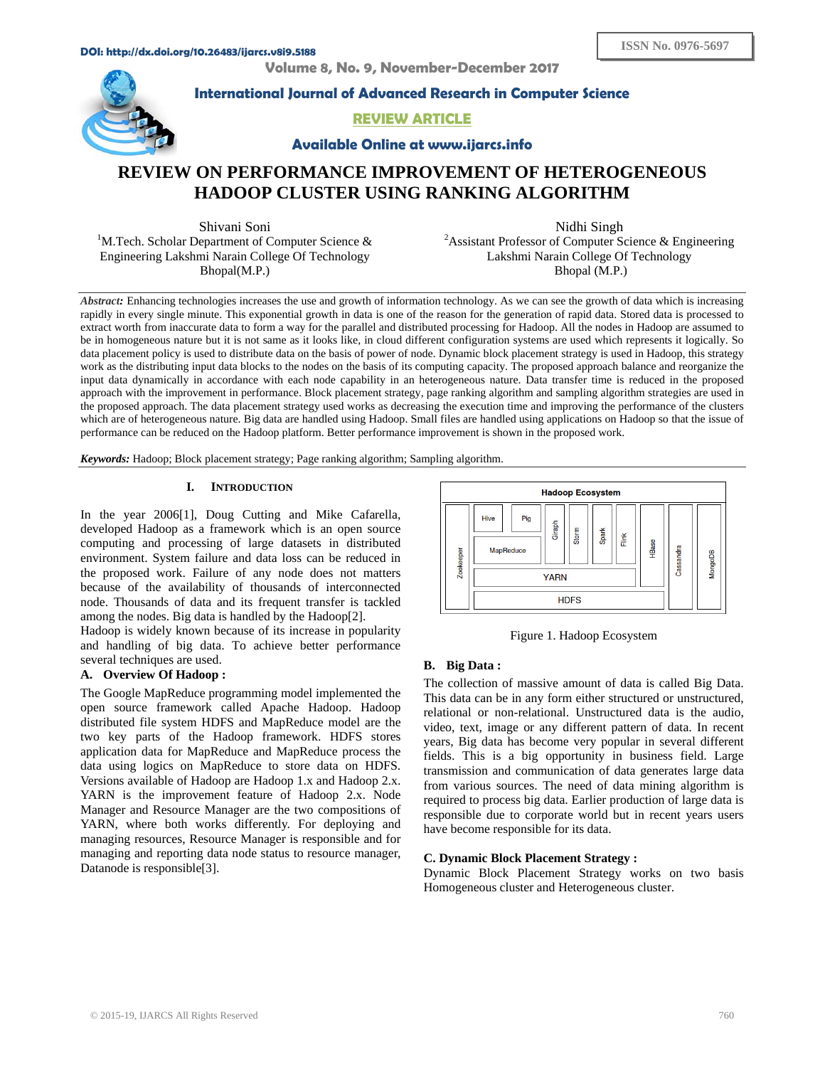DOI: http://dx.doi.org/10.26483/ijarcs.v8i9.5188

ISSN No. 0976-5697

**International Journal of Advanced Research in Computer Science**

**REVIEW ARTICLE**

**Available Online at www.ijarcs.info**

# REVIEW ON PERFORMANCE IMPROVEMENT OF HETEROGENEOUS HADOOP CLUSTER USING RANKING ALGORITHM

Shivani Soni
[1]M.Tech. Scholar Department of Computer Science & Engineering Lakshmi Narain College Of Technology Bhopal(M.P.)

Nidhi Singh
[2]Assistant Professor of Computer Science & Engineering Lakshmi Narain College Of Technology Bhopal (M.P.)

***Abstract:*** Enhancing technologies increases the use and growth of information technology. As we can see the growth of data which is increasing rapidly in every single minute. This exponential growth in data is one of the reason for the generation of rapid data. Stored data is processed to extract worth from inaccurate data to form a way for the parallel and distributed processing for Hadoop. All the nodes in Hadoop are assumed to be in homogeneous nature but it is not same as it looks like, in cloud different configuration systems are used which represents it logically. So data placement policy is used to distribute data on the basis of power of node. Dynamic block placement strategy is used in Hadoop, this strategy work as the distributing input data blocks to the nodes on the basis of its computing capacity. The proposed approach balance and reorganize the input data dynamically in accordance with each node capability in an heterogeneous nature. Data transfer time is reduced in the proposed approach with the improvement in performance. Block placement strategy, page ranking algorithm and sampling algorithm strategies are used in the proposed approach. The data placement strategy used works as decreasing the execution time and improving the performance of the clusters which are of heterogeneous nature. Big data are handled using Hadoop. Small files are handled using applications on Hadoop so that the issue of performance can be reduced on the Hadoop platform. Better performance improvement is shown in the proposed work.

***Keywords:*** Hadoop; Block placement strategy; Page ranking algorithm; Sampling algorithm.

## I. INTRODUCTION

In the year 2006[1], Doug Cutting and Mike Cafarella, developed Hadoop as a framework which is an open source computing and processing of large datasets in distributed environment. System failure and data loss can be reduced in the proposed work. Failure of any node does not matters because of the availability of thousands of interconnected node. Thousands of data and its frequent transfer is tackled among the nodes. Big data is handled by the Hadoop[2].

Hadoop is widely known because of its increase in popularity and handling of big data. To achieve better performance several techniques are used.

### A. Overview Of Hadoop :

The Google MapReduce programming model implemented the open source framework called Apache Hadoop. Hadoop distributed file system HDFS and MapReduce model are the two key parts of the Hadoop framework. HDFS stores application data for MapReduce and MapReduce process the data using logics on MapReduce to store data on HDFS. Versions available of Hadoop are Hadoop 1.x and Hadoop 2.x. YARN is the improvement feature of Hadoop 2.x. Node Manager and Resource Manager are the two compositions of YARN, where both works differently. For deploying and managing resources, Resource Manager is responsible and for managing and reporting data node status to resource manager, Datanode is responsible[3].

Figure 1. Hadoop Ecosystem

### B. Big Data :

The collection of massive amount of data is called Big Data. This data can be in any form either structured or unstructured, relational or non-relational. Unstructured data is the audio, video, text, image or any different pattern of data. In recent years, Big data has become very popular in several different fields. This is a big opportunity in business field. Large transmission and communication of data generates large data from various sources. The need of data mining algorithm is required to process big data. Earlier production of large data is responsible due to corporate world but in recent years users have become responsible for its data.

### C. Dynamic Block Placement Strategy :

Dynamic Block Placement Strategy works on two basis Homogeneous cluster and Heterogeneous cluster.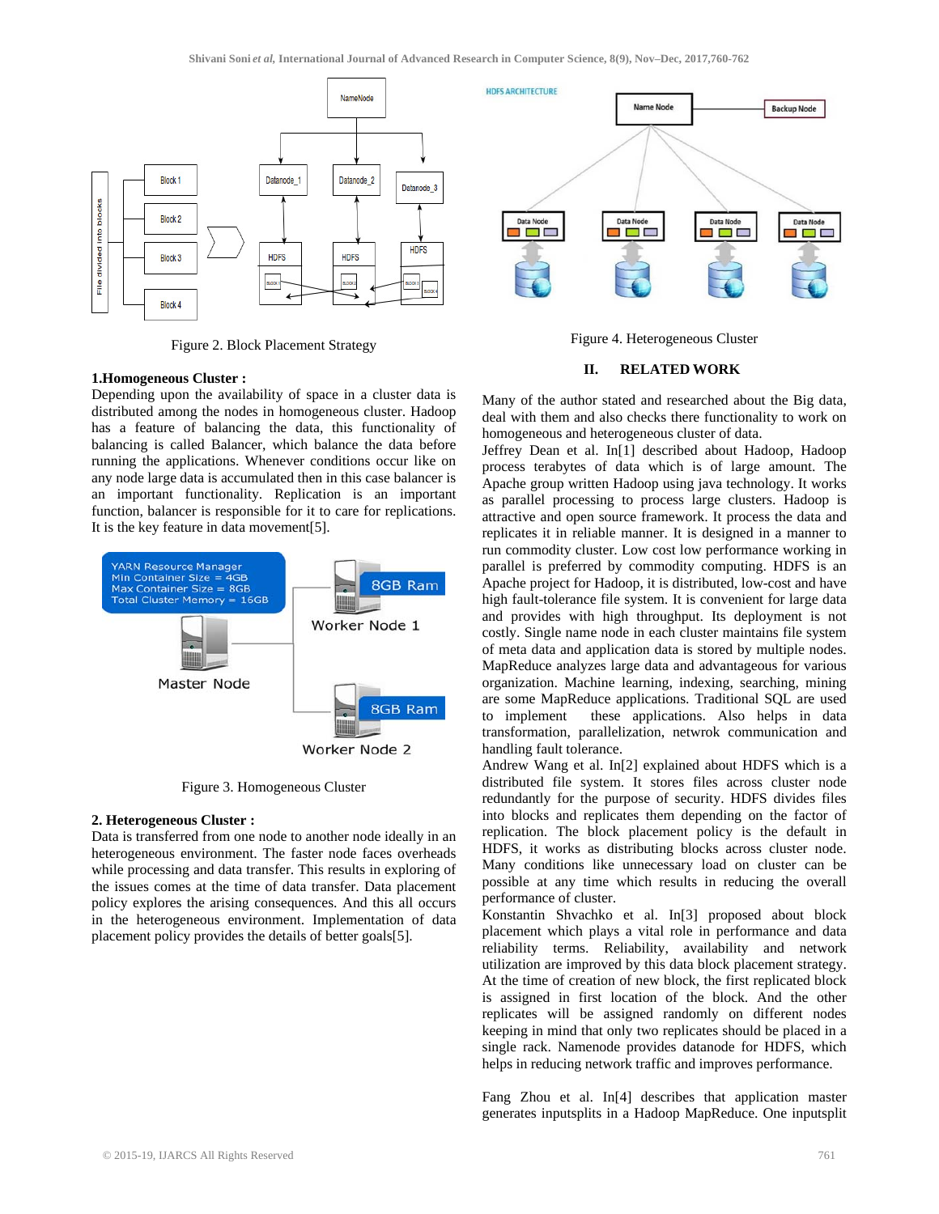Figure 2. Block Placement Strategy

**1.Homogeneous Cluster :**

Depending upon the availability of space in a cluster data is distributed among the nodes in homogeneous cluster. Hadoop has a feature of balancing the data, this functionality of balancing is called Balancer, which balance the data before running the applications. Whenever conditions occur like on any node large data is accumulated then in this case balancer is an important functionality. Replication is an important function, balancer is responsible for it to care for replications. It is the key feature in data movement[5].

Figure 3. Homogeneous Cluster

**2. Heterogeneous Cluster :**

Data is transferred from one node to another node ideally in an heterogeneous environment. The faster node faces overheads while processing and data transfer. This results in exploring of the issues comes at the time of data transfer. Data placement policy explores the arising consequences. And this all occurs in the heterogeneous environment. Implementation of data placement policy provides the details of better goals[5].

Figure 4. Heterogeneous Cluster

## II. RELATED WORK

Many of the author stated and researched about the Big data, deal with them and also checks there functionality to work on homogeneous and heterogeneous cluster of data.

Jeffrey Dean et al. In[1] described about Hadoop, Hadoop process terabytes of data which is of large amount. The Apache group written Hadoop using java technology. It works as parallel processing to process large clusters. Hadoop is attractive and open source framework. It process the data and replicates it in reliable manner. It is designed in a manner to run commodity cluster. Low cost low performance working in parallel is preferred by commodity computing. HDFS is an Apache project for Hadoop, it is distributed, low-cost and have high fault-tolerance file system. It is convenient for large data and provides with high throughput. Its deployment is not costly. Single name node in each cluster maintains file system of meta data and application data is stored by multiple nodes. MapReduce analyzes large data and advantageous for various organization. Machine learning, indexing, searching, mining are some MapReduce applications. Traditional SQL are used to implement these applications. Also helps in data transformation, parallelization, netwrok communication and handling fault tolerance.

Andrew Wang et al. In[2] explained about HDFS which is a distributed file system. It stores files across cluster node redundantly for the purpose of security. HDFS divides files into blocks and replicates them depending on the factor of replication. The block placement policy is the default in HDFS, it works as distributing blocks across cluster node. Many conditions like unnecessary load on cluster can be possible at any time which results in reducing the overall performance of cluster.

Konstantin Shvachko et al. In[3] proposed about block placement which plays a vital role in performance and data reliability terms. Reliability, availability and network utilization are improved by this data block placement strategy. At the time of creation of new block, the first replicated block is assigned in first location of the block. And the other replicates will be assigned randomly on different nodes keeping in mind that only two replicates should be placed in a single rack. Namenode provides datanode for HDFS, which helps in reducing network traffic and improves performance.

Fang Zhou et al. In[4] describes that application master generates inputsplits in a Hadoop MapReduce. One inputsplit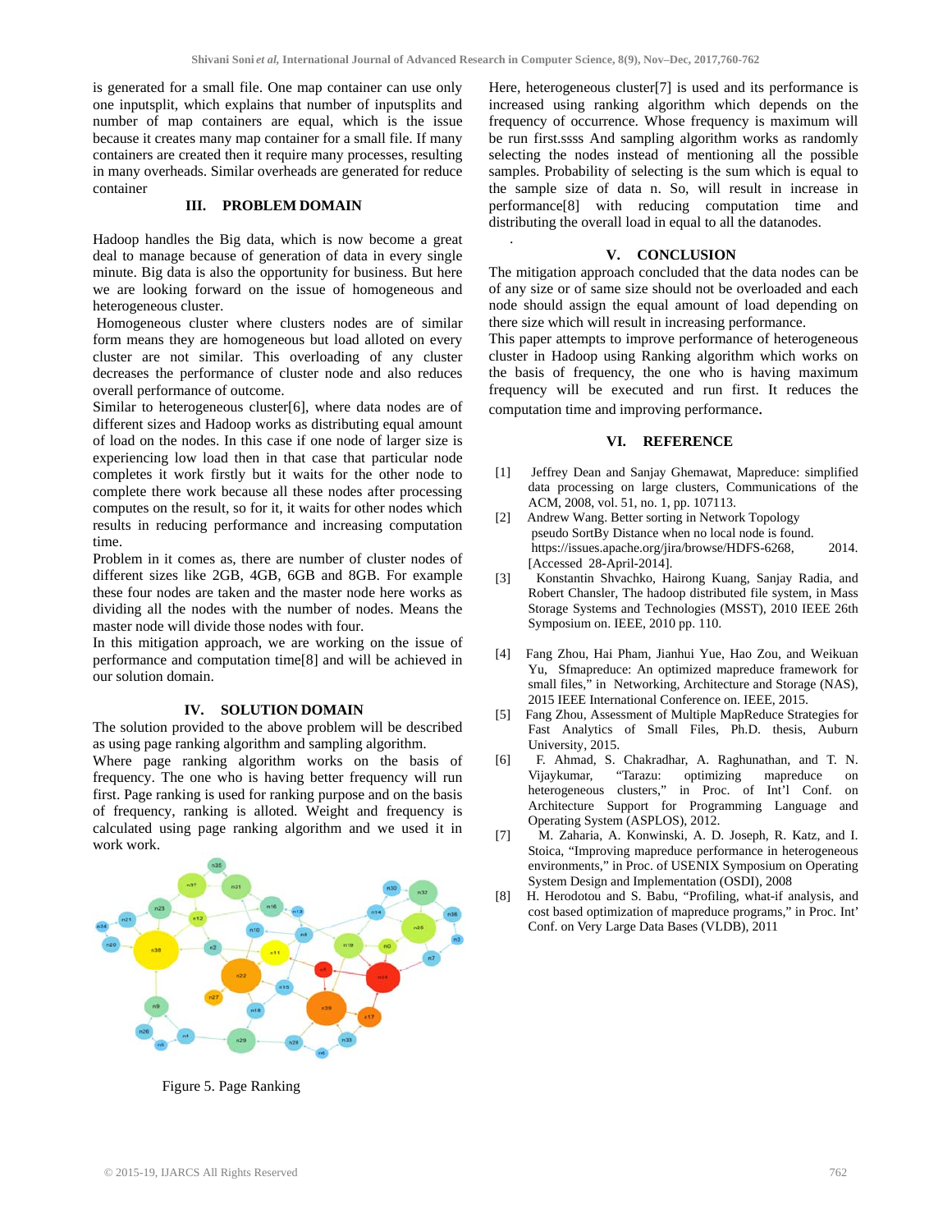is generated for a small file. One map container can use only one inputsplit, which explains that number of inputsplits and number of map containers are equal, which is the issue because it creates many map container for a small file. If many containers are created then it require many processes, resulting in many overheads. Similar overheads are generated for reduce container

## III. PROBLEM DOMAIN

Hadoop handles the Big data, which is now become a great deal to manage because of generation of data in every single minute. Big data is also the opportunity for business. But here we are looking forward on the issue of homogeneous and heterogeneous cluster.

Homogeneous cluster where clusters nodes are of similar form means they are homogeneous but load alloted on every cluster are not similar. This overloading of any cluster decreases the performance of cluster node and also reduces overall performance of outcome.

Similar to heterogeneous cluster[6], where data nodes are of different sizes and Hadoop works as distributing equal amount of load on the nodes. In this case if one node of larger size is experiencing low load then in that case that particular node completes it work firstly but it waits for the other node to complete there work because all these nodes after processing computes on the result, so for it, it waits for other nodes which results in reducing performance and increasing computation time.

Problem in it comes as, there are number of cluster nodes of different sizes like 2GB, 4GB, 6GB and 8GB. For example these four nodes are taken and the master node here works as dividing all the nodes with the number of nodes. Means the master node will divide those nodes with four.

In this mitigation approach, we are working on the issue of performance and computation time[8] and will be achieved in our solution domain.

## IV. SOLUTION DOMAIN

The solution provided to the above problem will be described as using page ranking algorithm and sampling algorithm.

Where page ranking algorithm works on the basis of frequency. The one who is having better frequency will run first. Page ranking is used for ranking purpose and on the basis of frequency, ranking is alloted. Weight and frequency is calculated using page ranking algorithm and we used it in work work.

Figure 5. Page Ranking

Here, heterogeneous cluster[7] is used and its performance is increased using ranking algorithm which depends on the frequency of occurrence. Whose frequency is maximum will be run first.ssss And sampling algorithm works as randomly selecting the nodes instead of mentioning all the possible samples. Probability of selecting is the sum which is equal to the sample size of data n. So, will result in increase in performance[8] with reducing computation time and distributing the overall load in equal to all the datanodes.

## V. CONCLUSION

The mitigation approach concluded that the data nodes can be of any size or of same size should not be overloaded and each node should assign the equal amount of load depending on there size which will result in increasing performance.

This paper attempts to improve performance of heterogeneous cluster in Hadoop using Ranking algorithm which works on the basis of frequency, the one who is having maximum frequency will be executed and run first. It reduces the computation time and improving performance.

## VI. REFERENCE

[1] Jeffrey Dean and Sanjay Ghemawat, Mapreduce: simplified data processing on large clusters, Communications of the ACM, 2008, vol. 51, no. 1, pp. 107113.

[2] Andrew Wang. Better sorting in Network Topology pseudo SortBy Distance when no local node is found. https://issues.apache.org/jira/browse/HDFS-6268, 2014. [Accessed 28-April-2014].

[3] Konstantin Shvachko, Hairong Kuang, Sanjay Radia, and Robert Chansler, The hadoop distributed file system, in Mass Storage Systems and Technologies (MSST), 2010 IEEE 26th Symposium on. IEEE, 2010 pp. 110.

[4] Fang Zhou, Hai Pham, Jianhui Yue, Hao Zou, and Weikuan Yu, Sfmapreduce: An optimized mapreduce framework for small files," in Networking, Architecture and Storage (NAS), 2015 IEEE International Conference on. IEEE, 2015.

[5] Fang Zhou, Assessment of Multiple MapReduce Strategies for Fast Analytics of Small Files, Ph.D. thesis, Auburn University, 2015.

[6] F. Ahmad, S. Chakradhar, A. Raghunathan, and T. N. Vijaykumar, "Tarazu: optimizing mapreduce on heterogeneous clusters," in Proc. of Int'l Conf. on Architecture Support for Programming Language and Operating System (ASPLOS), 2012.

[7] M. Zaharia, A. Konwinski, A. D. Joseph, R. Katz, and I. Stoica, "Improving mapreduce performance in heterogeneous environments," in Proc. of USENIX Symposium on Operating System Design and Implementation (OSDI), 2008

[8] H. Herodotou and S. Babu, "Profiling, what-if analysis, and cost based optimization of mapreduce programs," in Proc. Int' Conf. on Very Large Data Bases (VLDB), 2011